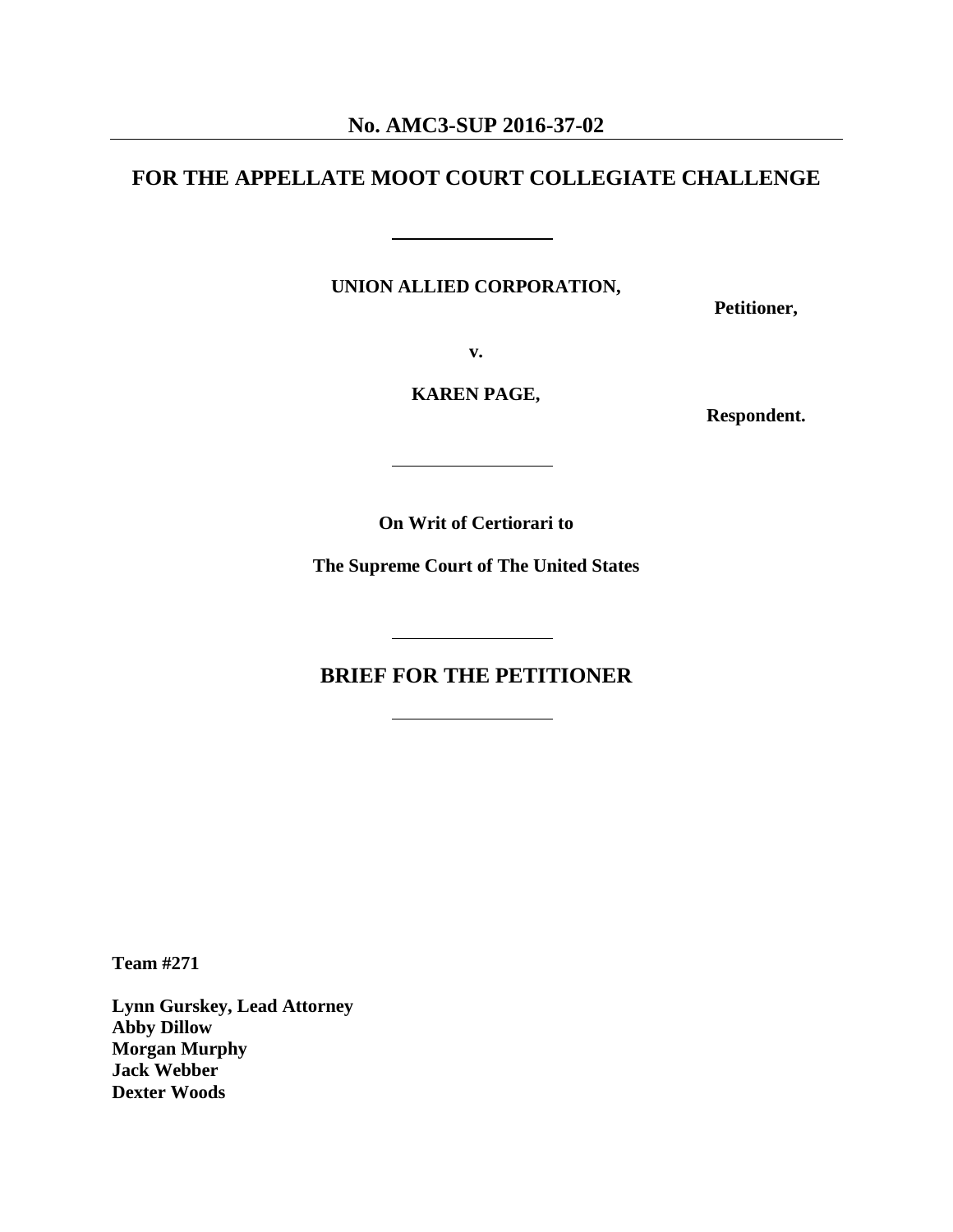**No. AMC3-SUP 2016-37-02**

---

# FOR THE APPELLATE MOOT COURT COLLEGIATE CHALLENGE

**UNION ALLIED CORPORATION,**

**Petitioner,**

**v.**

**KAREN PAGE,**

**Respondent.**

**On Writ of Certiorari to**

**The Supreme Court of The United States**

## BRIEF FOR THE PETITIONER

**Team #271**

**Lynn Gurskey, Lead Attorney**
**Abby Dillow**
**Morgan Murphy**
**Jack Webber**
**Dexter Woods**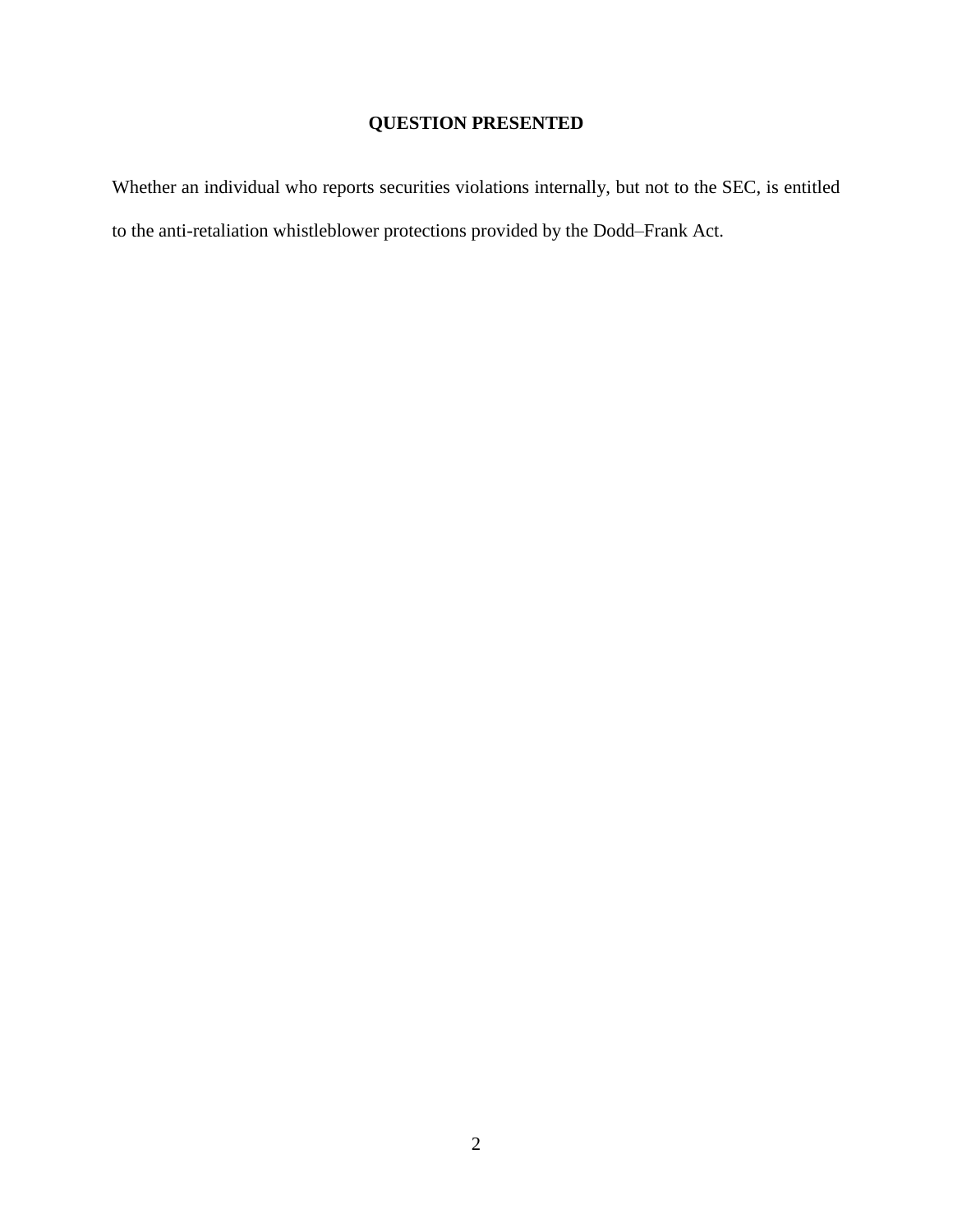# QUESTION PRESENTED

Whether an individual who reports securities violations internally, but not to the SEC, is entitled to the anti-retaliation whistleblower protections provided by the Dodd–Frank Act.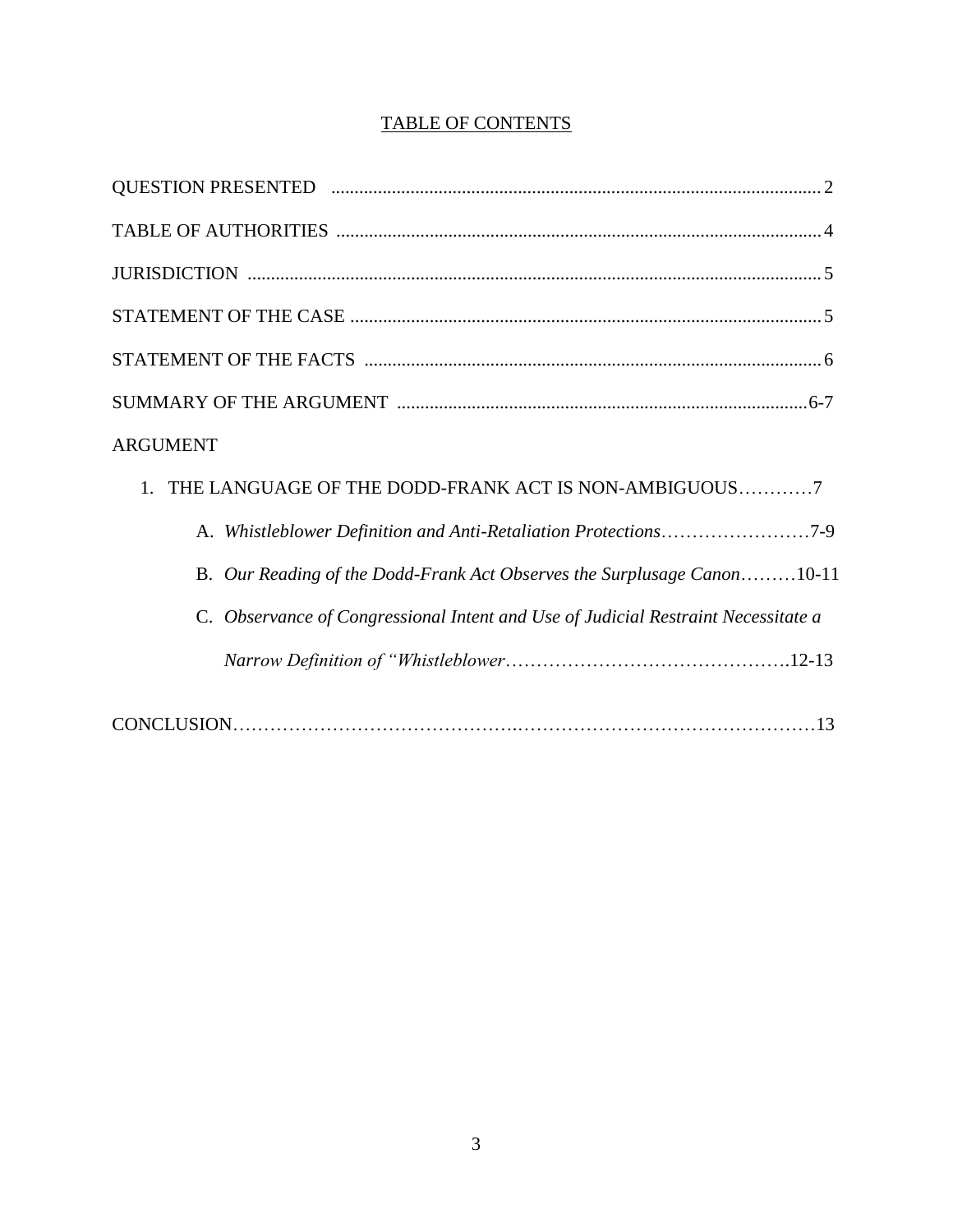# TABLE OF CONTENTS

QUESTION PRESENTED ........................................................................................................ 2

TABLE OF AUTHORITIES ....................................................................................................... 4

JURISDICTION .......................................................................................................................... 5

STATEMENT OF THE CASE ..................................................................................................... 5

STATEMENT OF THE FACTS .................................................................................................. 6

SUMMARY OF THE ARGUMENT ........................................................................................ 6-7

ARGUMENT

1. THE LANGUAGE OF THE DODD-FRANK ACT IS NON-AMBIGUOUS…………7

   A. *Whistleblower Definition and Anti-Retaliation Protections*……………………7-9

   B. *Our Reading of the Dodd-Frank Act Observes the Surplusage Canon*………10-11

   C. *Observance of Congressional Intent and Use of Judicial Restraint Necessitate a Narrow Definition of "Whistleblower*……………………………………….12-13

CONCLUSION……………………………………………………………………………………13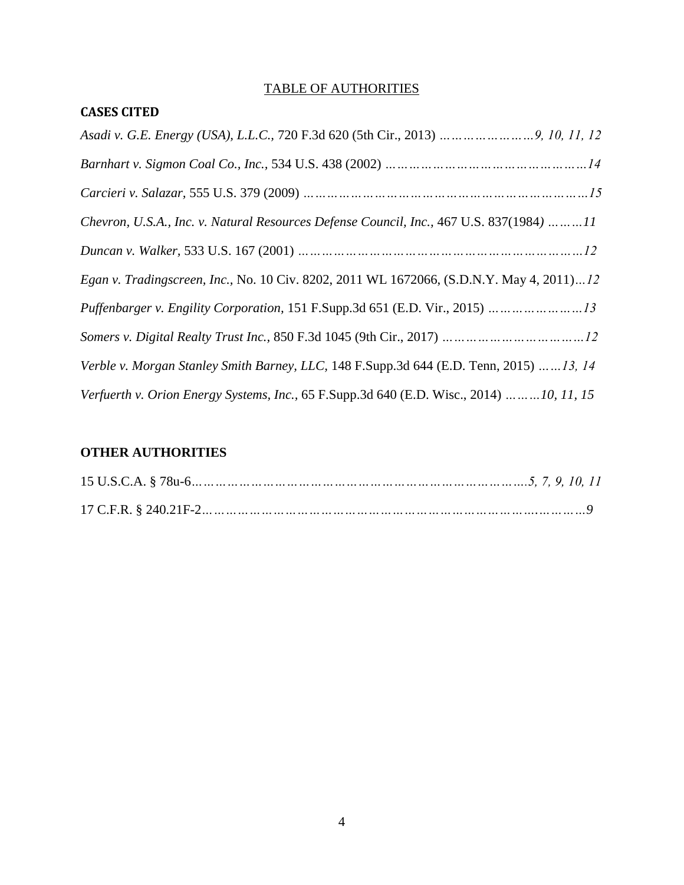## TABLE OF AUTHORITIES

### CASES CITED

*Asadi v. G.E. Energy (USA), L.L.C.*, 720 F.3d 620 (5th Cir., 2013) *……………………9, 10, 11, 12*

*Barnhart v. Sigmon Coal Co., Inc.*, 534 U.S. 438 (2002) *…………………………………………14*

*Carcieri v. Salazar*, 555 U.S. 379 (2009) *………………………………………………………………15*

*Chevron, U.S.A., Inc. v. Natural Resources Defense Council, Inc.*, 467 U.S. 837(1984*) ………11*

*Duncan v. Walker*, 533 U.S. 167 (2001) *………………………………………………………………12*

*Egan v. Tradingscreen, Inc.*, No. 10 Civ. 8202, 2011 WL 1672066, (S.D.N.Y. May 4, 2011)*…12*

*Puffenbarger v. Engility Corporation*, 151 F.Supp.3d 651 (E.D. Vir., 2015) *……………………13*

*Somers v. Digital Realty Trust Inc.*, 850 F.3d 1045 (9th Cir., 2017) *……………………………12*

*Verble v. Morgan Stanley Smith Barney, LLC*, 148 F.Supp.3d 644 (E.D. Tenn, 2015) *……13, 14*

*Verfuerth v. Orion Energy Systems, Inc.*, 65 F.Supp.3d 640 (E.D. Wisc., 2014) *………10, 11, 15*

### OTHER AUTHORITIES

15 U.S.C.A. § 78u-6*…………………………………………………………………….5, 7, 9, 10, 11*

17 C.F.R. § 240.21F-2*……………………………………………………………………….…………9*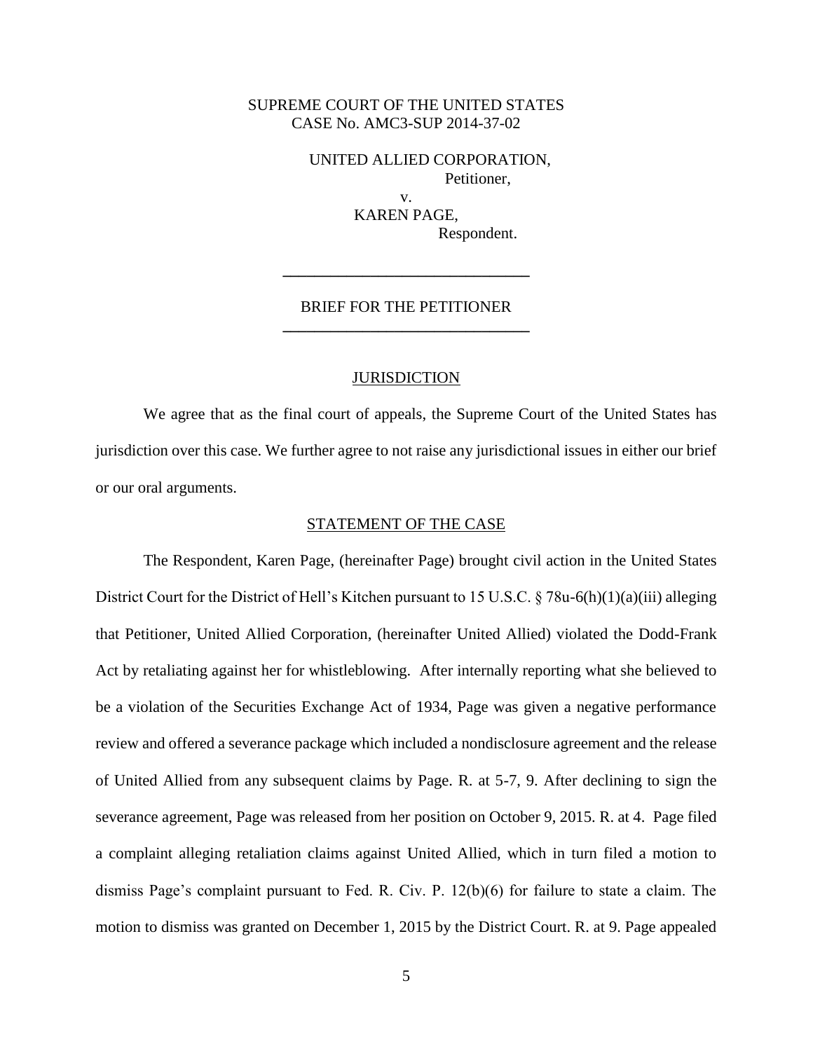SUPREME COURT OF THE UNITED STATES
CASE No. AMC3-SUP 2014-37-02

UNITED ALLIED CORPORATION,
Petitioner,
v.
KAREN PAGE,
Respondent.

---

BRIEF FOR THE PETITIONER

---

## JURISDICTION

We agree that as the final court of appeals, the Supreme Court of the United States has jurisdiction over this case. We further agree to not raise any jurisdictional issues in either our brief or our oral arguments.

## STATEMENT OF THE CASE

The Respondent, Karen Page, (hereinafter Page) brought civil action in the United States District Court for the District of Hell's Kitchen pursuant to 15 U.S.C. § 78u-6(h)(1)(a)(iii) alleging that Petitioner, United Allied Corporation, (hereinafter United Allied) violated the Dodd-Frank Act by retaliating against her for whistleblowing. After internally reporting what she believed to be a violation of the Securities Exchange Act of 1934, Page was given a negative performance review and offered a severance package which included a nondisclosure agreement and the release of United Allied from any subsequent claims by Page. R. at 5-7, 9. After declining to sign the severance agreement, Page was released from her position on October 9, 2015. R. at 4. Page filed a complaint alleging retaliation claims against United Allied, which in turn filed a motion to dismiss Page's complaint pursuant to Fed. R. Civ. P. 12(b)(6) for failure to state a claim. The motion to dismiss was granted on December 1, 2015 by the District Court. R. at 9. Page appealed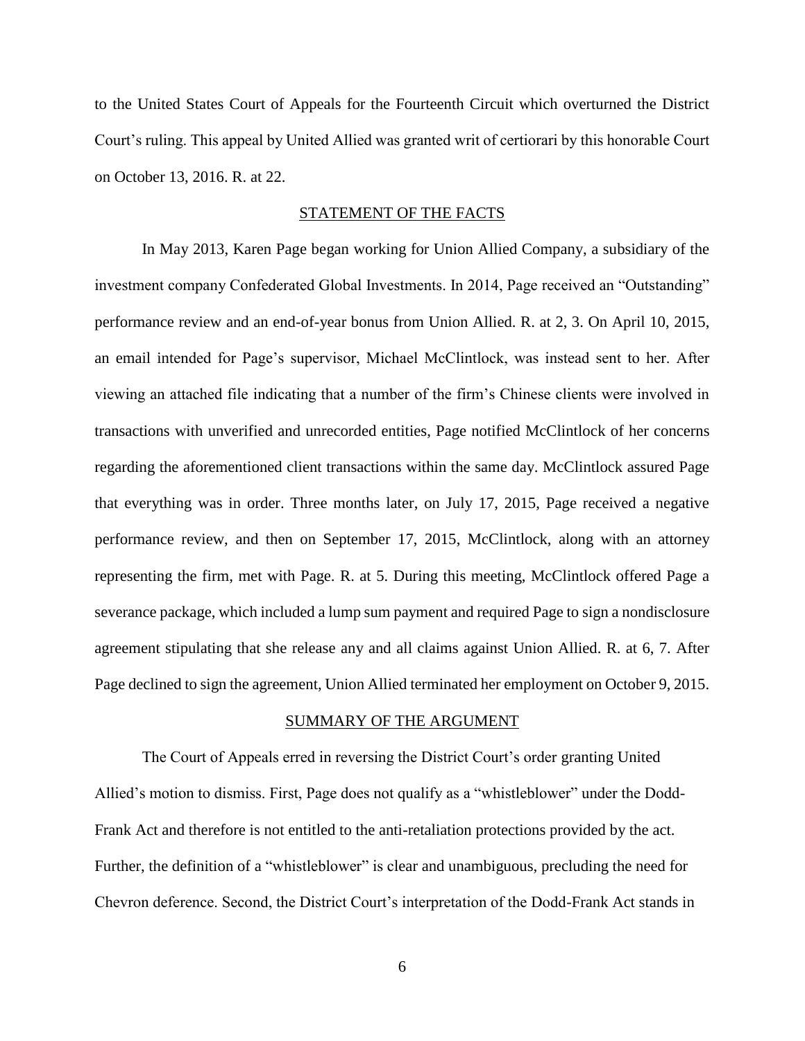to the United States Court of Appeals for the Fourteenth Circuit which overturned the District Court's ruling. This appeal by United Allied was granted writ of certiorari by this honorable Court on October 13, 2016. R. at 22.

## STATEMENT OF THE FACTS

In May 2013, Karen Page began working for Union Allied Company, a subsidiary of the investment company Confederated Global Investments. In 2014, Page received an "Outstanding" performance review and an end-of-year bonus from Union Allied. R. at 2, 3. On April 10, 2015, an email intended for Page's supervisor, Michael McClintlock, was instead sent to her. After viewing an attached file indicating that a number of the firm's Chinese clients were involved in transactions with unverified and unrecorded entities, Page notified McClintlock of her concerns regarding the aforementioned client transactions within the same day. McClintlock assured Page that everything was in order. Three months later, on July 17, 2015, Page received a negative performance review, and then on September 17, 2015, McClintlock, along with an attorney representing the firm, met with Page. R. at 5. During this meeting, McClintlock offered Page a severance package, which included a lump sum payment and required Page to sign a nondisclosure agreement stipulating that she release any and all claims against Union Allied. R. at 6, 7. After Page declined to sign the agreement, Union Allied terminated her employment on October 9, 2015.

## SUMMARY OF THE ARGUMENT

The Court of Appeals erred in reversing the District Court's order granting United Allied's motion to dismiss. First, Page does not qualify as a "whistleblower" under the Dodd-Frank Act and therefore is not entitled to the anti-retaliation protections provided by the act. Further, the definition of a "whistleblower" is clear and unambiguous, precluding the need for Chevron deference. Second, the District Court's interpretation of the Dodd-Frank Act stands in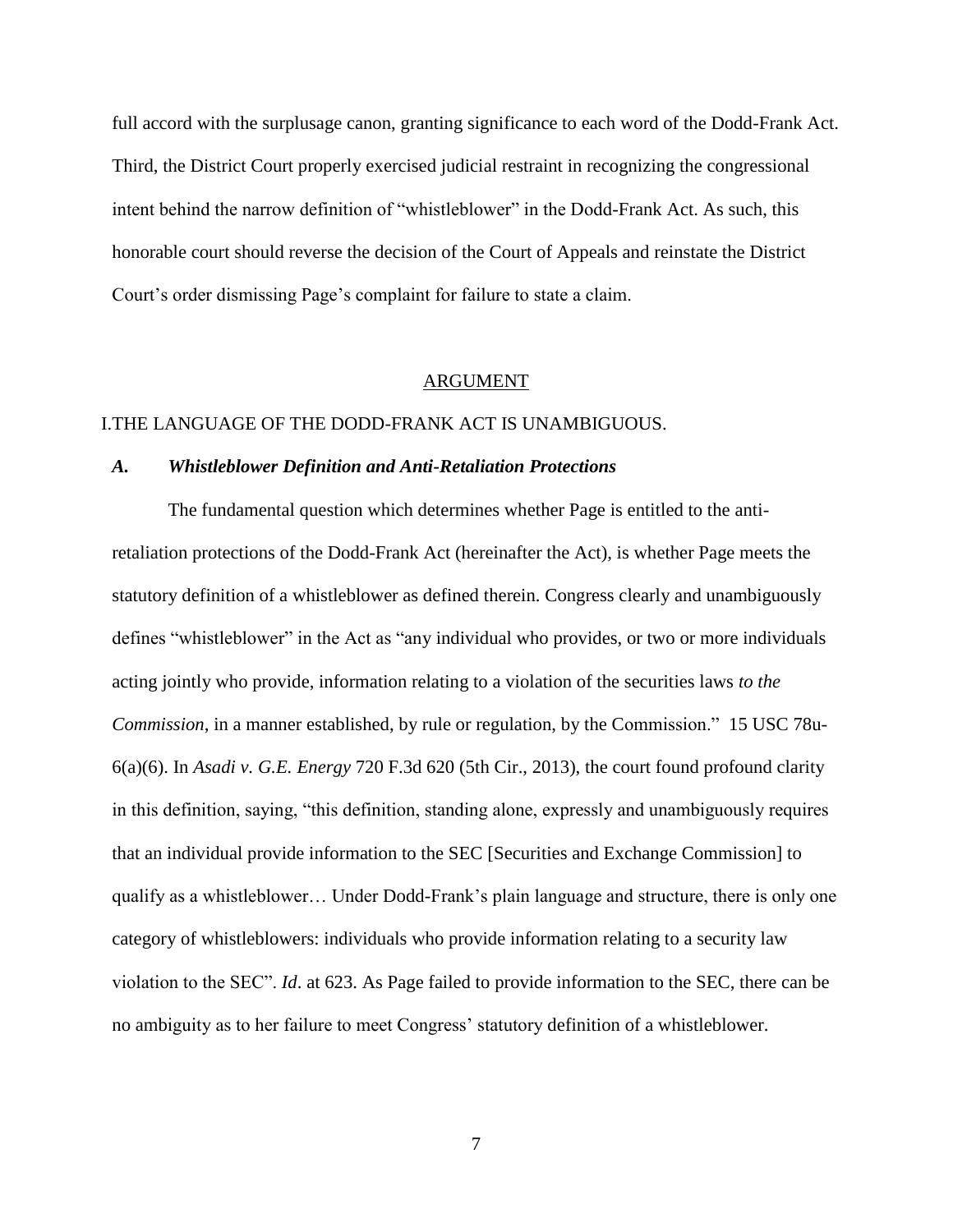full accord with the surplusage canon, granting significance to each word of the Dodd-Frank Act. Third, the District Court properly exercised judicial restraint in recognizing the congressional intent behind the narrow definition of "whistleblower" in the Dodd-Frank Act. As such, this honorable court should reverse the decision of the Court of Appeals and reinstate the District Court's order dismissing Page's complaint for failure to state a claim.

## ARGUMENT

### I. THE LANGUAGE OF THE DODD-FRANK ACT IS UNAMBIGUOUS.

#### *A. Whistleblower Definition and Anti-Retaliation Protections*

The fundamental question which determines whether Page is entitled to the anti-retaliation protections of the Dodd-Frank Act (hereinafter the Act), is whether Page meets the statutory definition of a whistleblower as defined therein. Congress clearly and unambiguously defines "whistleblower" in the Act as "any individual who provides, or two or more individuals acting jointly who provide, information relating to a violation of the securities laws *to the Commission*, in a manner established, by rule or regulation, by the Commission." 15 USC 78u-6(a)(6). In *Asadi v. G.E. Energy* 720 F.3d 620 (5th Cir., 2013), the court found profound clarity in this definition, saying, "this definition, standing alone, expressly and unambiguously requires that an individual provide information to the SEC [Securities and Exchange Commission] to qualify as a whistleblower… Under Dodd-Frank's plain language and structure, there is only one category of whistleblowers: individuals who provide information relating to a security law violation to the SEC". *Id*. at 623. As Page failed to provide information to the SEC, there can be no ambiguity as to her failure to meet Congress' statutory definition of a whistleblower.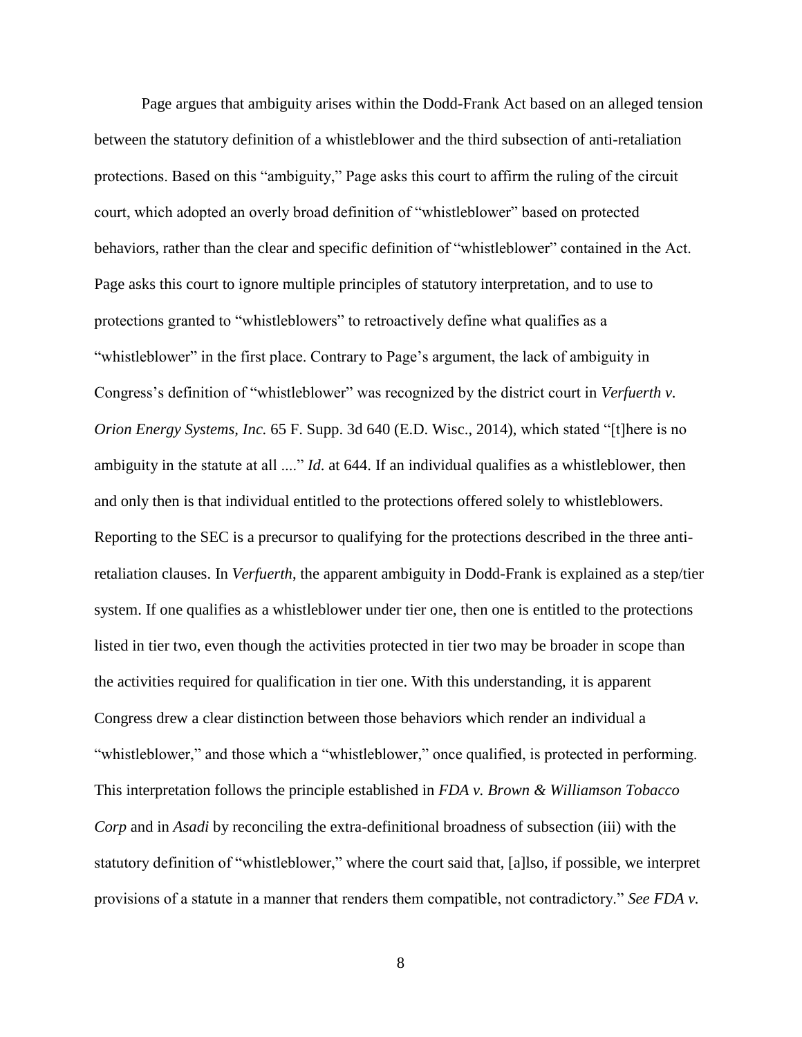Page argues that ambiguity arises within the Dodd-Frank Act based on an alleged tension between the statutory definition of a whistleblower and the third subsection of anti-retaliation protections. Based on this "ambiguity," Page asks this court to affirm the ruling of the circuit court, which adopted an overly broad definition of "whistleblower" based on protected behaviors, rather than the clear and specific definition of "whistleblower" contained in the Act. Page asks this court to ignore multiple principles of statutory interpretation, and to use to protections granted to "whistleblowers" to retroactively define what qualifies as a "whistleblower" in the first place. Contrary to Page's argument, the lack of ambiguity in Congress's definition of "whistleblower" was recognized by the district court in *Verfuerth v. Orion Energy Systems, Inc.* 65 F. Supp. 3d 640 (E.D. Wisc., 2014), which stated "[t]here is no ambiguity in the statute at all ...." *Id*. at 644. If an individual qualifies as a whistleblower, then and only then is that individual entitled to the protections offered solely to whistleblowers. Reporting to the SEC is a precursor to qualifying for the protections described in the three anti-retaliation clauses. In *Verfuerth*, the apparent ambiguity in Dodd-Frank is explained as a step/tier system. If one qualifies as a whistleblower under tier one, then one is entitled to the protections listed in tier two, even though the activities protected in tier two may be broader in scope than the activities required for qualification in tier one. With this understanding, it is apparent Congress drew a clear distinction between those behaviors which render an individual a "whistleblower," and those which a "whistleblower," once qualified, is protected in performing. This interpretation follows the principle established in *FDA v. Brown & Williamson Tobacco Corp* and in *Asadi* by reconciling the extra-definitional broadness of subsection (iii) with the statutory definition of "whistleblower," where the court said that, [a]lso, if possible, we interpret provisions of a statute in a manner that renders them compatible, not contradictory." *See FDA v.*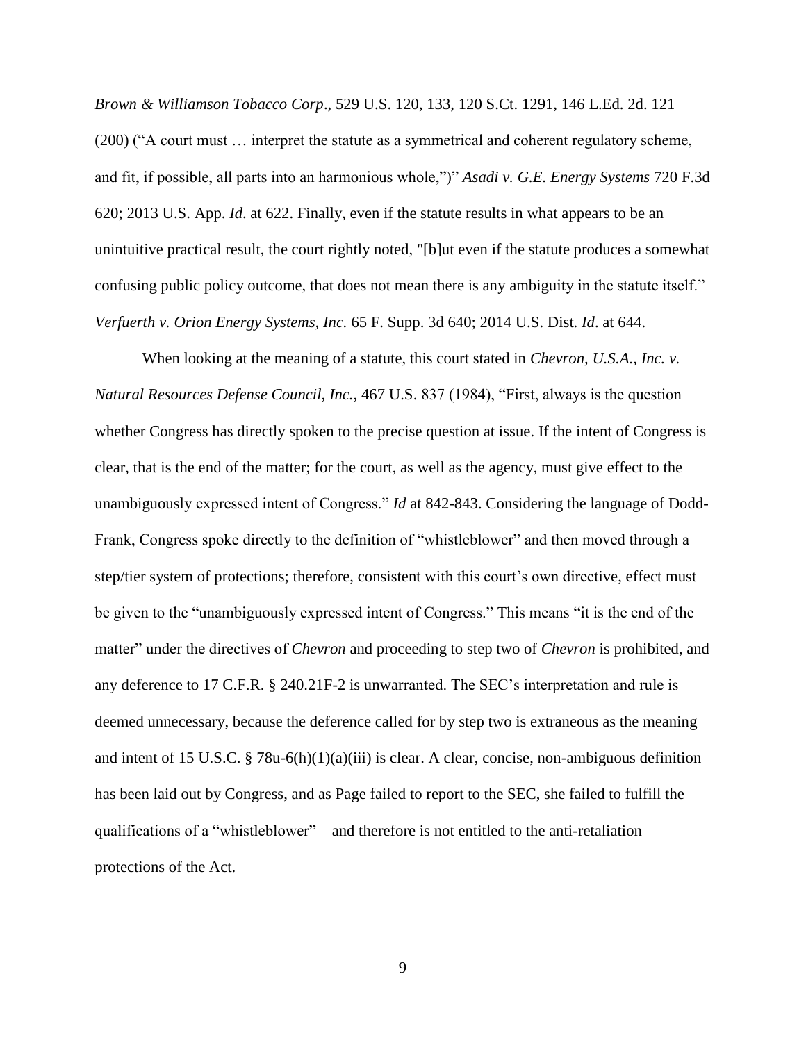*Brown & Williamson Tobacco Corp*., 529 U.S. 120, 133, 120 S.Ct. 1291, 146 L.Ed. 2d. 121 (200) ("A court must … interpret the statute as a symmetrical and coherent regulatory scheme, and fit, if possible, all parts into an harmonious whole,")" *Asadi v. G.E. Energy Systems* 720 F.3d 620; 2013 U.S. App. *Id*. at 622. Finally, even if the statute results in what appears to be an unintuitive practical result, the court rightly noted, "[b]ut even if the statute produces a somewhat confusing public policy outcome, that does not mean there is any ambiguity in the statute itself." *Verfuerth v. Orion Energy Systems, Inc.* 65 F. Supp. 3d 640; 2014 U.S. Dist. *Id*. at 644.

When looking at the meaning of a statute, this court stated in *Chevron, U.S.A., Inc. v. Natural Resources Defense Council, Inc.*, 467 U.S. 837 (1984), "First, always is the question whether Congress has directly spoken to the precise question at issue. If the intent of Congress is clear, that is the end of the matter; for the court, as well as the agency, must give effect to the unambiguously expressed intent of Congress." *Id* at 842-843. Considering the language of Dodd-Frank, Congress spoke directly to the definition of "whistleblower" and then moved through a step/tier system of protections; therefore, consistent with this court's own directive, effect must be given to the "unambiguously expressed intent of Congress." This means "it is the end of the matter" under the directives of *Chevron* and proceeding to step two of *Chevron* is prohibited, and any deference to 17 C.F.R. § 240.21F-2 is unwarranted. The SEC's interpretation and rule is deemed unnecessary, because the deference called for by step two is extraneous as the meaning and intent of 15 U.S.C. § 78u-6(h)(1)(a)(iii) is clear. A clear, concise, non-ambiguous definition has been laid out by Congress, and as Page failed to report to the SEC, she failed to fulfill the qualifications of a "whistleblower"—and therefore is not entitled to the anti-retaliation protections of the Act.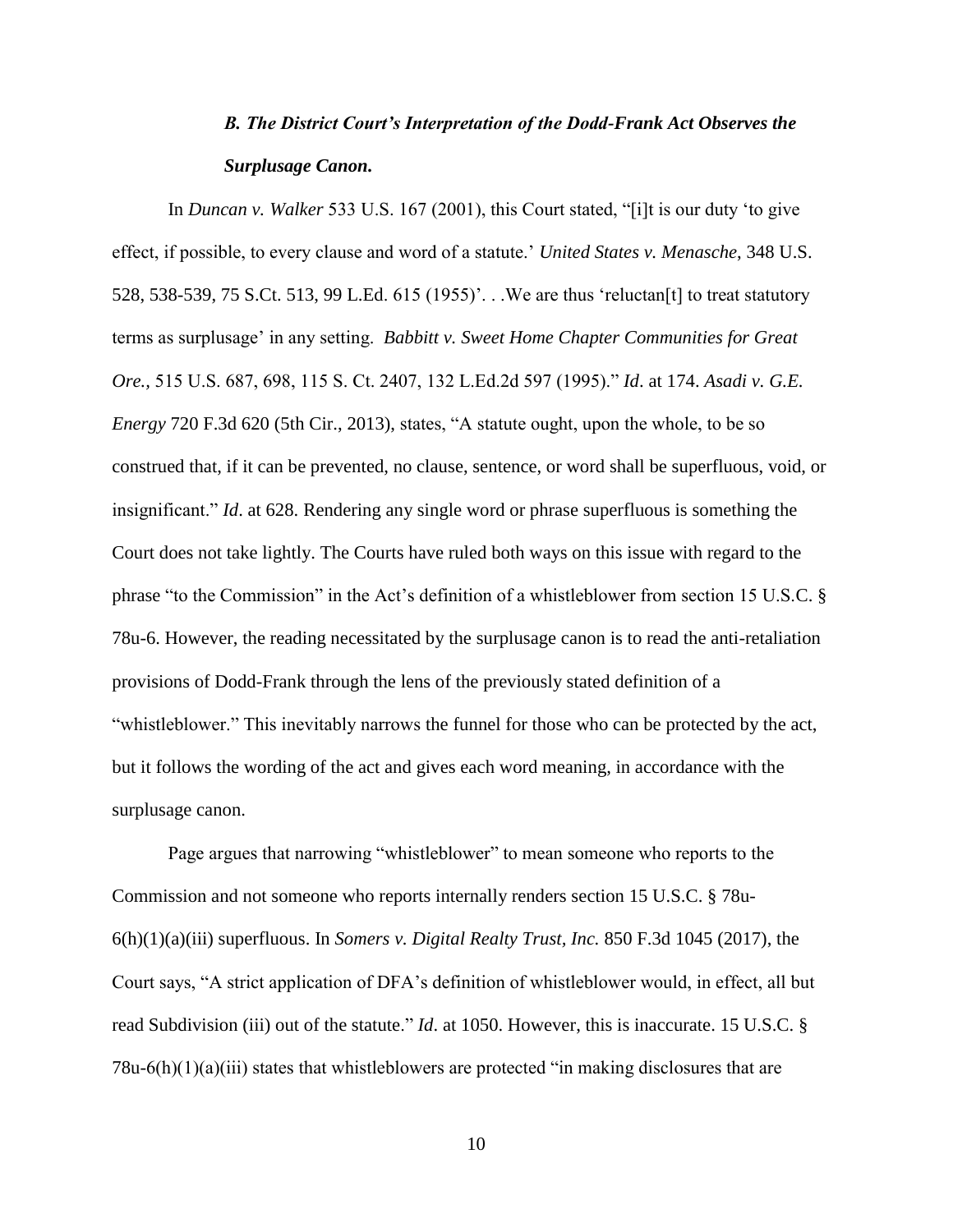### *B. The District Court's Interpretation of the Dodd-Frank Act Observes the Surplusage Canon.*

In *Duncan v. Walker* 533 U.S. 167 (2001), this Court stated, "[i]t is our duty 'to give effect, if possible, to every clause and word of a statute.' *United States v. Menasche*, 348 U.S. 528, 538-539, 75 S.Ct. 513, 99 L.Ed. 615 (1955)'. . .We are thus 'reluctan[t] to treat statutory terms as surplusage' in any setting. *Babbitt v. Sweet Home Chapter Communities for Great Ore.,* 515 U.S. 687, 698, 115 S. Ct. 2407, 132 L.Ed.2d 597 (1995)." *Id*. at 174. *Asadi v. G.E. Energy* 720 F.3d 620 (5th Cir., 2013), states, "A statute ought, upon the whole, to be so construed that, if it can be prevented, no clause, sentence, or word shall be superfluous, void, or insignificant." *Id*. at 628. Rendering any single word or phrase superfluous is something the Court does not take lightly. The Courts have ruled both ways on this issue with regard to the phrase "to the Commission" in the Act's definition of a whistleblower from section 15 U.S.C. § 78u-6. However, the reading necessitated by the surplusage canon is to read the anti-retaliation provisions of Dodd-Frank through the lens of the previously stated definition of a "whistleblower." This inevitably narrows the funnel for those who can be protected by the act, but it follows the wording of the act and gives each word meaning, in accordance with the surplusage canon.

Page argues that narrowing "whistleblower" to mean someone who reports to the Commission and not someone who reports internally renders section 15 U.S.C. § 78u-6(h)(1)(a)(iii) superfluous. In *Somers v. Digital Realty Trust, Inc.* 850 F.3d 1045 (2017), the Court says, "A strict application of DFA's definition of whistleblower would, in effect, all but read Subdivision (iii) out of the statute." *Id*. at 1050. However, this is inaccurate. 15 U.S.C. § 78u-6(h)(1)(a)(iii) states that whistleblowers are protected "in making disclosures that are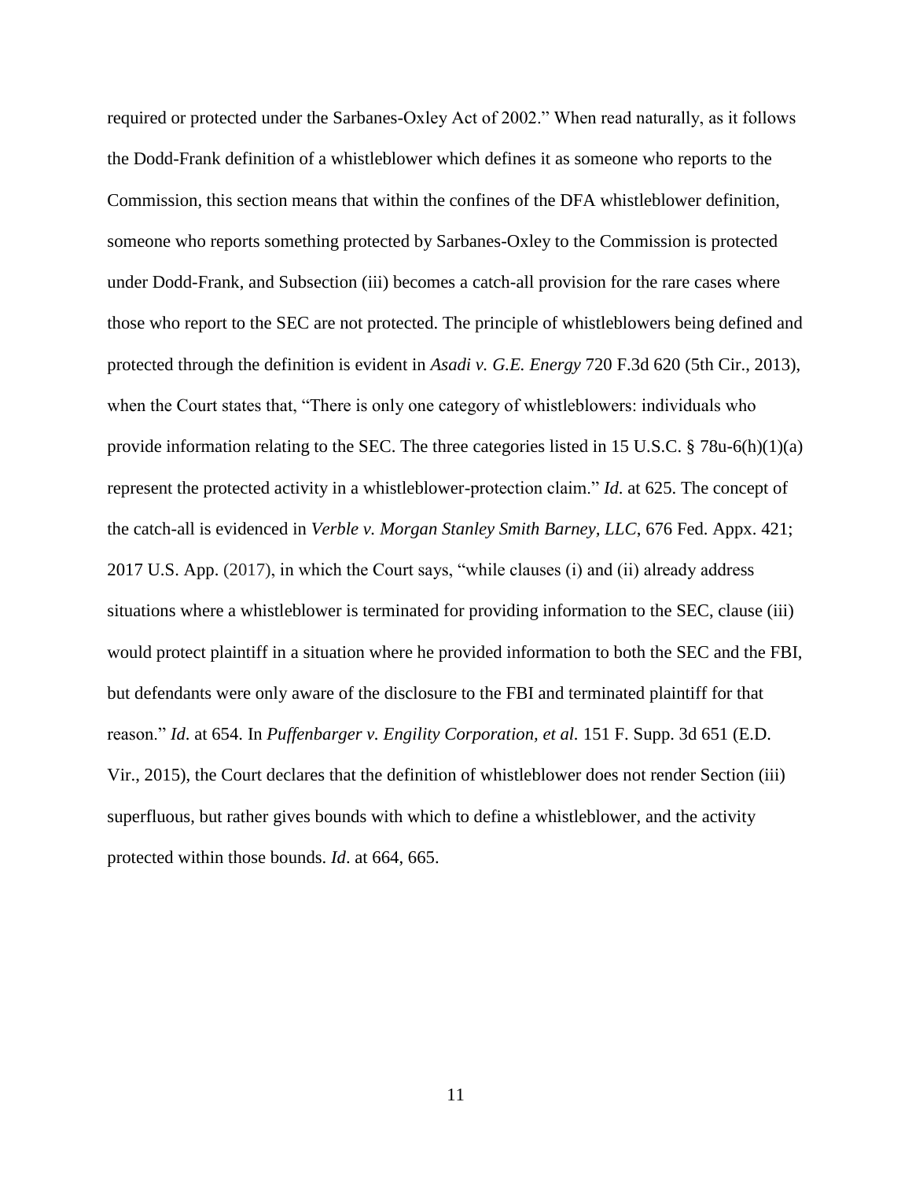required or protected under the Sarbanes-Oxley Act of 2002." When read naturally, as it follows the Dodd-Frank definition of a whistleblower which defines it as someone who reports to the Commission, this section means that within the confines of the DFA whistleblower definition, someone who reports something protected by Sarbanes-Oxley to the Commission is protected under Dodd-Frank, and Subsection (iii) becomes a catch-all provision for the rare cases where those who report to the SEC are not protected. The principle of whistleblowers being defined and protected through the definition is evident in *Asadi v. G.E. Energy* 720 F.3d 620 (5th Cir., 2013), when the Court states that, "There is only one category of whistleblowers: individuals who provide information relating to the SEC. The three categories listed in 15 U.S.C. § 78u-6(h)(1)(a) represent the protected activity in a whistleblower-protection claim." *Id.* at 625. The concept of the catch-all is evidenced in *Verble v. Morgan Stanley Smith Barney, LLC*, 676 Fed. Appx. 421; 2017 U.S. App. (2017), in which the Court says, "while clauses (i) and (ii) already address situations where a whistleblower is terminated for providing information to the SEC, clause (iii) would protect plaintiff in a situation where he provided information to both the SEC and the FBI, but defendants were only aware of the disclosure to the FBI and terminated plaintiff for that reason." *Id*. at 654. In *Puffenbarger v. Engility Corporation, et al.* 151 F. Supp. 3d 651 (E.D. Vir., 2015), the Court declares that the definition of whistleblower does not render Section (iii) superfluous, but rather gives bounds with which to define a whistleblower, and the activity protected within those bounds. *Id*. at 664, 665.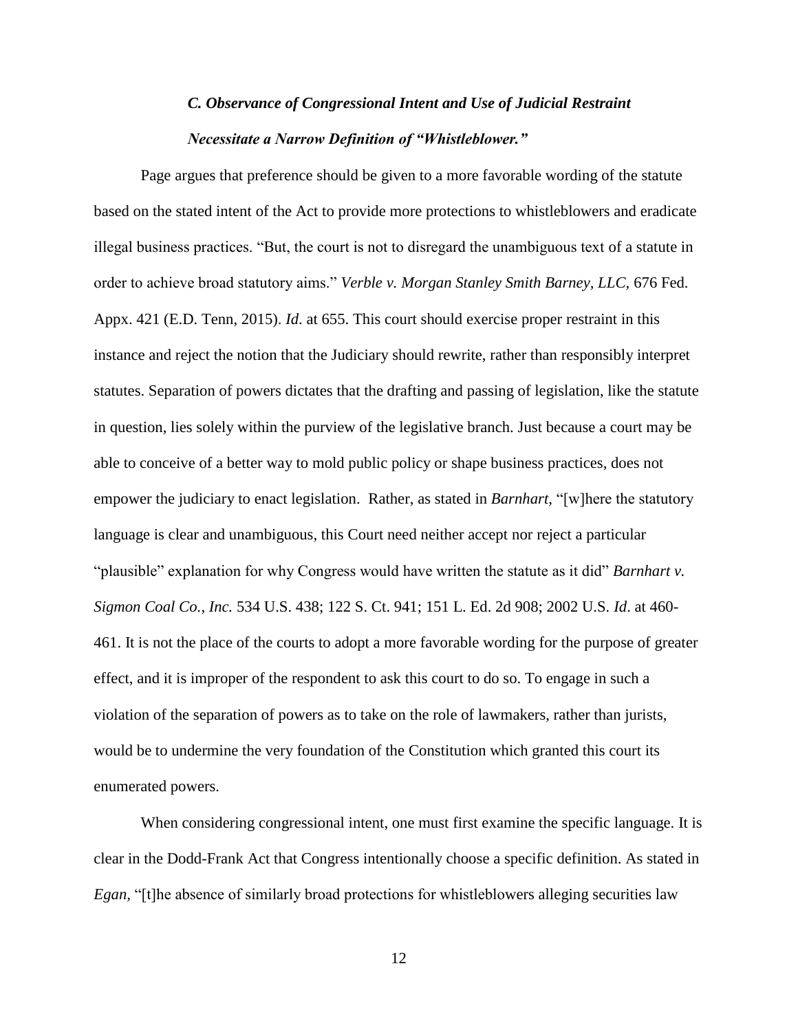### *C. Observance of Congressional Intent and Use of Judicial Restraint Necessitate a Narrow Definition of "Whistleblower."*

Page argues that preference should be given to a more favorable wording of the statute based on the stated intent of the Act to provide more protections to whistleblowers and eradicate illegal business practices. "But, the court is not to disregard the unambiguous text of a statute in order to achieve broad statutory aims." *Verble v. Morgan Stanley Smith Barney, LLC*, 676 Fed. Appx. 421 (E.D. Tenn, 2015). *Id*. at 655. This court should exercise proper restraint in this instance and reject the notion that the Judiciary should rewrite, rather than responsibly interpret statutes. Separation of powers dictates that the drafting and passing of legislation, like the statute in question, lies solely within the purview of the legislative branch. Just because a court may be able to conceive of a better way to mold public policy or shape business practices, does not empower the judiciary to enact legislation. Rather, as stated in *Barnhart*, "[w]here the statutory language is clear and unambiguous, this Court need neither accept nor reject a particular "plausible" explanation for why Congress would have written the statute as it did" *Barnhart v. Sigmon Coal Co., Inc.* 534 U.S. 438; 122 S. Ct. 941; 151 L. Ed. 2d 908; 2002 U.S. *Id*. at 460-461. It is not the place of the courts to adopt a more favorable wording for the purpose of greater effect, and it is improper of the respondent to ask this court to do so. To engage in such a violation of the separation of powers as to take on the role of lawmakers, rather than jurists, would be to undermine the very foundation of the Constitution which granted this court its enumerated powers.

When considering congressional intent, one must first examine the specific language. It is clear in the Dodd-Frank Act that Congress intentionally choose a specific definition. As stated in *Egan*, "[t]he absence of similarly broad protections for whistleblowers alleging securities law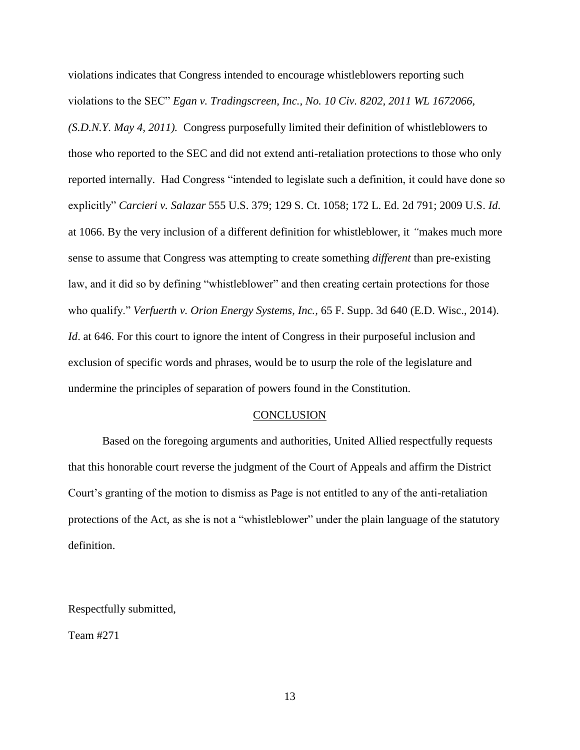violations indicates that Congress intended to encourage whistleblowers reporting such violations to the SEC" *Egan v. Tradingscreen, Inc., No. 10 Civ. 8202, 2011 WL 1672066, (S.D.N.Y. May 4, 2011).* Congress purposefully limited their definition of whistleblowers to those who reported to the SEC and did not extend anti-retaliation protections to those who only reported internally. Had Congress "intended to legislate such a definition, it could have done so explicitly" *Carcieri v. Salazar* 555 U.S. 379; 129 S. Ct. 1058; 172 L. Ed. 2d 791; 2009 U.S. *Id.* at 1066. By the very inclusion of a different definition for whistleblower, it *"*makes much more sense to assume that Congress was attempting to create something *different* than pre-existing law, and it did so by defining "whistleblower" and then creating certain protections for those who qualify." *Verfuerth v. Orion Energy Systems, Inc.*, 65 F. Supp. 3d 640 (E.D. Wisc., 2014). *Id*. at 646. For this court to ignore the intent of Congress in their purposeful inclusion and exclusion of specific words and phrases, would be to usurp the role of the legislature and undermine the principles of separation of powers found in the Constitution.

## CONCLUSION

Based on the foregoing arguments and authorities, United Allied respectfully requests that this honorable court reverse the judgment of the Court of Appeals and affirm the District Court's granting of the motion to dismiss as Page is not entitled to any of the anti-retaliation protections of the Act, as she is not a "whistleblower" under the plain language of the statutory definition.

Respectfully submitted,

Team #271